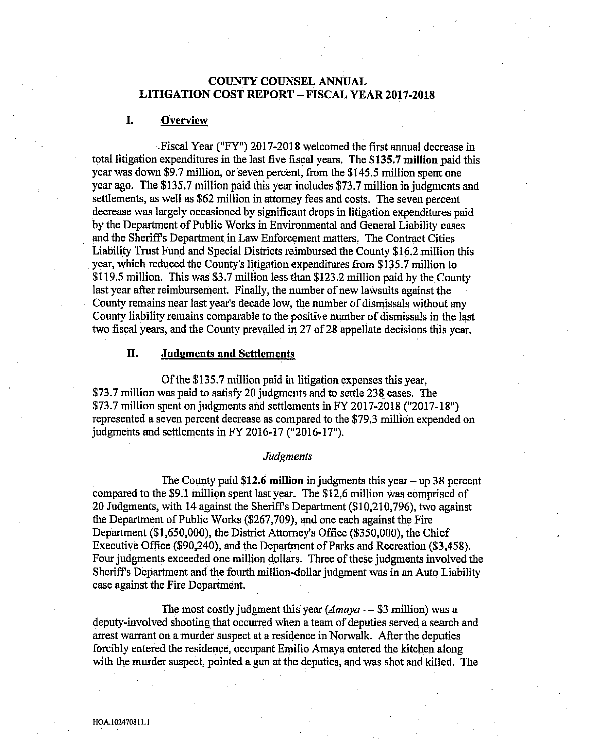# COUNTY COUNSEL ANNUAL LITIGATION COST REPORT – FISCAL YEAR 2017-2018

## I. Overview

Fiscal Year ("FY") 2017-2018 welcomed the first annual decrease in total litigation expenditures in the last five fiscal years. The **$135.7 million** paid this year was down $9.7 million, or seven percent, from the $145.5 million spent one year ago. The $135.7 million paid this year includes $73.7 million in judgments and settlements, as well as $62 million in attorney fees and costs. The seven percent decrease was largely occasioned by significant drops in litigation expenditures paid by the Department of Public Works in Environmental and General Liability cases and the Sheriff's Department in Law Enforcement matters. The Contract Cities Liability Trust Fund and Special Districts reimbursed the County $16.2 million this year, which reduced the County's litigation expenditures from $135.7 million to $119.5 million. This was $3.7 million less than $123.2 million paid by the County last year after reimbursement. Finally, the number of new lawsuits against the County remains near last year's decade low, the number of dismissals without any County liability remains comparable to the positive number of dismissals in the last two fiscal years, and the County prevailed in 27 of 28 appellate decisions this year.

## II. Judgments and Settlements

Of the $135.7 million paid in litigation expenses this year, $73.7 million was paid to satisfy 20 judgments and to settle 238 cases. The $73.7 million spent on judgments and settlements in FY 2017-2018 ("2017-18") represented a seven percent decrease as compared to the $79.3 million expended on judgments and settlements in FY 2016-17 ("2016-17").

### *Judgments*

The County paid **$12.6 million** in judgments this year – up 38 percent compared to the $9.1 million spent last year. The $12.6 million was comprised of 20 Judgments, with 14 against the Sheriff's Department ($10,210,796), two against the Department of Public Works ($267,709), and one each against the Fire Department ($1,650,000), the District Attorney's Office ($350,000), the Chief Executive Office ($90,240), and the Department of Parks and Recreation ($3,458). Four judgments exceeded one million dollars. Three of these judgments involved the Sheriff's Department and the fourth million-dollar judgment was in an Auto Liability case against the Fire Department.

The most costly judgment this year (*Amaya* — $3 million) was a deputy-involved shooting that occurred when a team of deputies served a search and arrest warrant on a murder suspect at a residence in Norwalk. After the deputies forcibly entered the residence, occupant Emilio Amaya entered the kitchen along with the murder suspect, pointed a gun at the deputies, and was shot and killed. The

HOA.102470811.1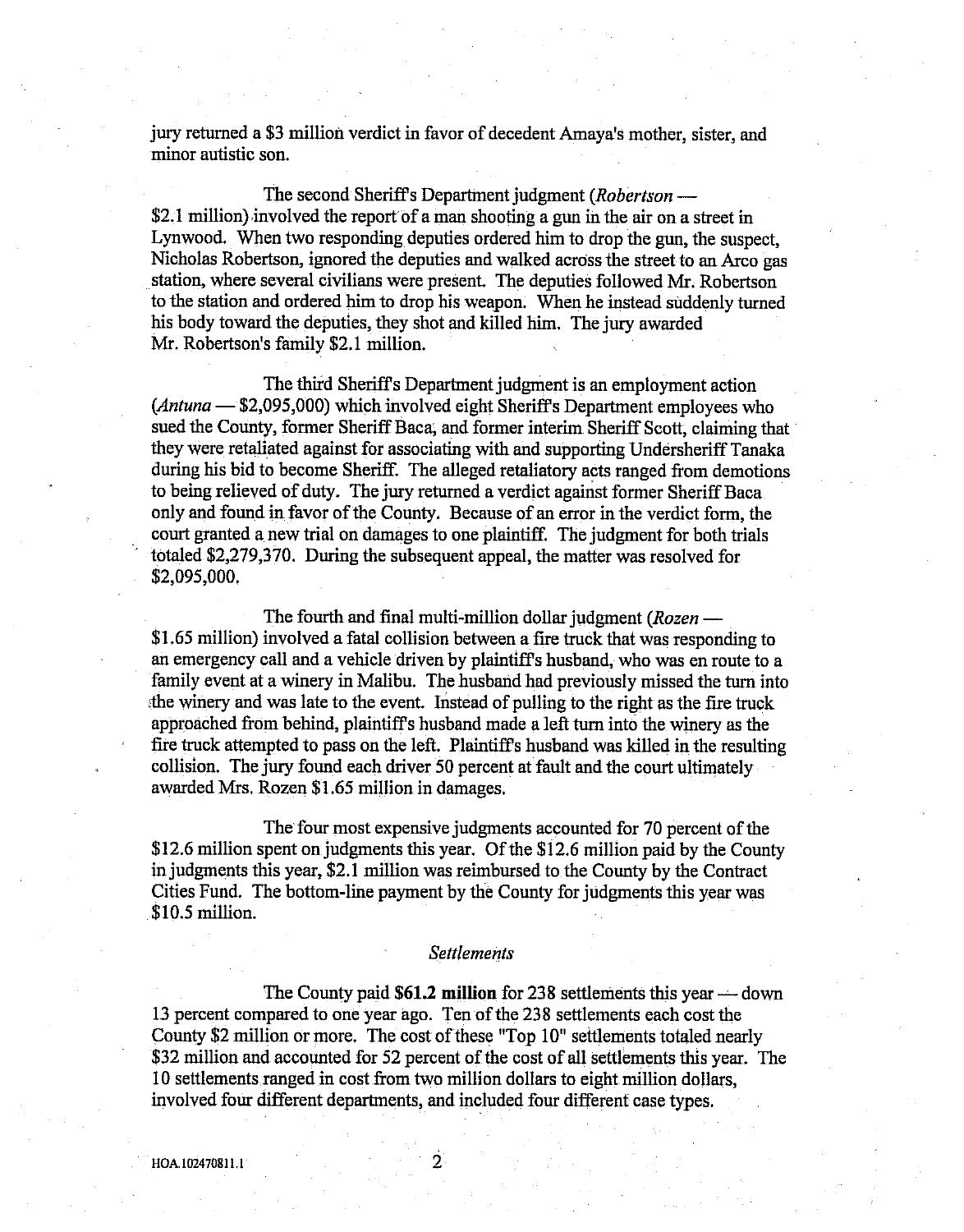jury returned a $3 million verdict in favor of decedent Amaya's mother, sister, and minor autistic son.

The second Sheriff's Department judgment (*Robertson* — $2.1 million) involved the report of a man shooting a gun in the air on a street in Lynwood. When two responding deputies ordered him to drop the gun, the suspect, Nicholas Robertson, ignored the deputies and walked across the street to an Arco gas station, where several civilians were present. The deputies followed Mr. Robertson to the station and ordered him to drop his weapon. When he instead suddenly turned his body toward the deputies, they shot and killed him. The jury awarded Mr. Robertson's family $2.1 million.

The third Sheriff's Department judgment is an employment action (*Antuna* — $2,095,000) which involved eight Sheriff's Department employees who sued the County, former Sheriff Baca, and former interim Sheriff Scott, claiming that they were retaliated against for associating with and supporting Undersheriff Tanaka during his bid to become Sheriff. The alleged retaliatory acts ranged from demotions to being relieved of duty. The jury returned a verdict against former Sheriff Baca only and found in favor of the County. Because of an error in the verdict form, the court granted a new trial on damages to one plaintiff. The judgment for both trials totaled $2,279,370. During the subsequent appeal, the matter was resolved for $2,095,000.

The fourth and final multi-million dollar judgment (*Rozen* — $1.65 million) involved a fatal collision between a fire truck that was responding to an emergency call and a vehicle driven by plaintiff's husband, who was en route to a family event at a winery in Malibu. The husband had previously missed the turn into the winery and was late to the event. Instead of pulling to the right as the fire truck approached from behind, plaintiff's husband made a left turn into the winery as the fire truck attempted to pass on the left. Plaintiff's husband was killed in the resulting collision. The jury found each driver 50 percent at fault and the court ultimately awarded Mrs. Rozen $1.65 million in damages.

The four most expensive judgments accounted for 70 percent of the $12.6 million spent on judgments this year. Of the $12.6 million paid by the County in judgments this year, $2.1 million was reimbursed to the County by the Contract Cities Fund. The bottom-line payment by the County for judgments this year was $10.5 million.

### *Settlements*

The County paid **$61.2 million** for 238 settlements this year — down 13 percent compared to one year ago. Ten of the 238 settlements each cost the County $2 million or more. The cost of these "Top 10" settlements totaled nearly $32 million and accounted for 52 percent of the cost of all settlements this year. The 10 settlements ranged in cost from two million dollars to eight million dollars, involved four different departments, and included four different case types.

HOA.102470811.1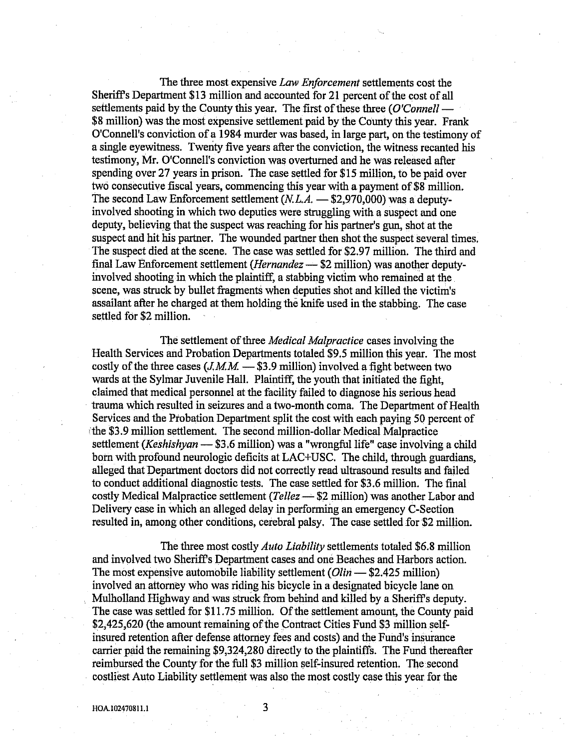The three most expensive *Law Enforcement* settlements cost the Sheriff's Department $13 million and accounted for 21 percent of the cost of all settlements paid by the County this year. The first of these three (*O'Connell* — $8 million) was the most expensive settlement paid by the County this year. Frank O'Connell's conviction of a 1984 murder was based, in large part, on the testimony of a single eyewitness. Twenty five years after the conviction, the witness recanted his testimony, Mr. O'Connell's conviction was overturned and he was released after spending over 27 years in prison. The case settled for $15 million, to be paid over two consecutive fiscal years, commencing this year with a payment of $8 million. The second Law Enforcement settlement (*N.L.A.* — $2,970,000) was a deputy-involved shooting in which two deputies were struggling with a suspect and one deputy, believing that the suspect was reaching for his partner's gun, shot at the suspect and hit his partner. The wounded partner then shot the suspect several times. The suspect died at the scene. The case was settled for $2.97 million. The third and final Law Enforcement settlement (*Hernandez* — $2 million) was another deputy-involved shooting in which the plaintiff, a stabbing victim who remained at the scene, was struck by bullet fragments when deputies shot and killed the victim's assailant after he charged at them holding the knife used in the stabbing. The case settled for $2 million.

The settlement of three *Medical Malpractice* cases involving the Health Services and Probation Departments totaled $9.5 million this year. The most costly of the three cases (*J.M.M.* — $3.9 million) involved a fight between two wards at the Sylmar Juvenile Hall. Plaintiff, the youth that initiated the fight, claimed that medical personnel at the facility failed to diagnose his serious head trauma which resulted in seizures and a two-month coma. The Department of Health Services and the Probation Department split the cost with each paying 50 percent of the $3.9 million settlement. The second million-dollar Medical Malpractice settlement (*Keshishyan* — $3.6 million) was a "wrongful life" case involving a child born with profound neurologic deficits at LAC+USC. The child, through guardians, alleged that Department doctors did not correctly read ultrasound results and failed to conduct additional diagnostic tests. The case settled for $3.6 million. The final costly Medical Malpractice settlement (*Tellez* — $2 million) was another Labor and Delivery case in which an alleged delay in performing an emergency C-Section resulted in, among other conditions, cerebral palsy. The case settled for $2 million.

The three most costly *Auto Liability* settlements totaled $6.8 million and involved two Sheriff's Department cases and one Beaches and Harbors action. The most expensive automobile liability settlement (*Olin* — $2.425 million) involved an attorney who was riding his bicycle in a designated bicycle lane on Mulholland Highway and was struck from behind and killed by a Sheriff's deputy. The case was settled for $11.75 million. Of the settlement amount, the County paid $2,425,620 (the amount remaining of the Contract Cities Fund $3 million self-insured retention after defense attorney fees and costs) and the Fund's insurance carrier paid the remaining $9,324,280 directly to the plaintiffs. The Fund thereafter reimbursed the County for the full $3 million self-insured retention. The second costliest Auto Liability settlement was also the most costly case this year for the

HOA.102470811.1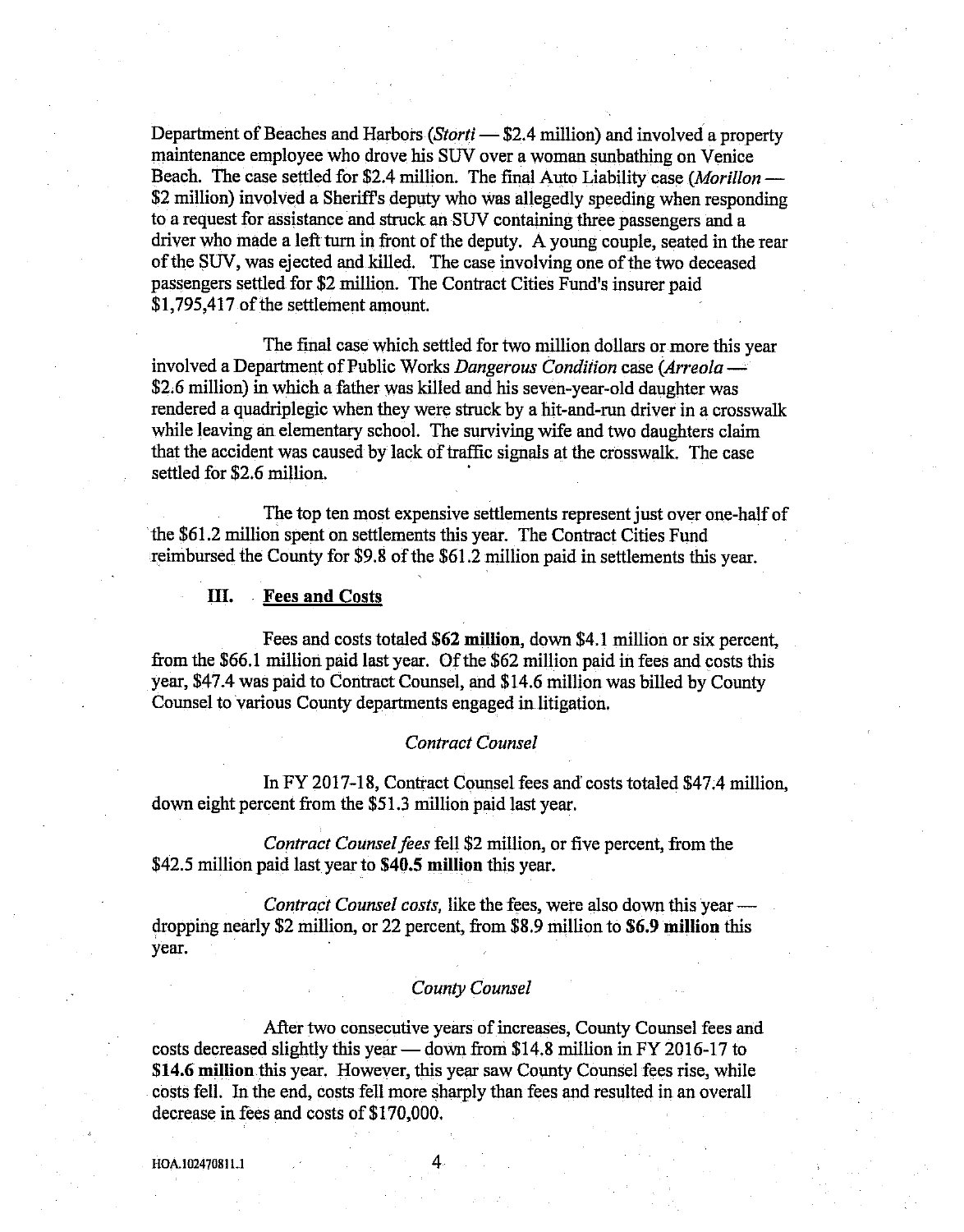Department of Beaches and Harbors (*Storti* — $2.4 million) and involved a property maintenance employee who drove his SUV over a woman sunbathing on Venice Beach. The case settled for $2.4 million. The final Auto Liability case (*Morillon* — $2 million) involved a Sheriff's deputy who was allegedly speeding when responding to a request for assistance and struck an SUV containing three passengers and a driver who made a left turn in front of the deputy. A young couple, seated in the rear of the SUV, was ejected and killed. The case involving one of the two deceased passengers settled for $2 million. The Contract Cities Fund's insurer paid $1,795,417 of the settlement amount.

The final case which settled for two million dollars or more this year involved a Department of Public Works *Dangerous Condition* case (*Arreola* — $2.6 million) in which a father was killed and his seven-year-old daughter was rendered a quadriplegic when they were struck by a hit-and-run driver in a crosswalk while leaving an elementary school. The surviving wife and two daughters claim that the accident was caused by lack of traffic signals at the crosswalk. The case settled for $2.6 million.

The top ten most expensive settlements represent just over one-half of the $61.2 million spent on settlements this year. The Contract Cities Fund reimbursed the County for $9.8 of the $61.2 million paid in settlements this year.

## III. Fees and Costs

Fees and costs totaled **$62 million**, down $4.1 million or six percent, from the $66.1 million paid last year. Of the $62 million paid in fees and costs this year, $47.4 was paid to Contract Counsel, and $14.6 million was billed by County Counsel to various County departments engaged in litigation.

*Contract Counsel*

In FY 2017-18, Contract Counsel fees and costs totaled $47.4 million, down eight percent from the $51.3 million paid last year.

*Contract Counsel fees* fell $2 million, or five percent, from the $42.5 million paid last year to **$40.5 million** this year.

*Contract Counsel costs,* like the fees, were also down this year — dropping nearly $2 million, or 22 percent, from $8.9 million to **$6.9 million** this year.

*County Counsel*

After two consecutive years of increases, County Counsel fees and costs decreased slightly this year — down from $14.8 million in FY 2016-17 to **$14.6 million** this year. However, this year saw County Counsel fees rise, while costs fell. In the end, costs fell more sharply than fees and resulted in an overall decrease in fees and costs of $170,000.

HOA.102470811.1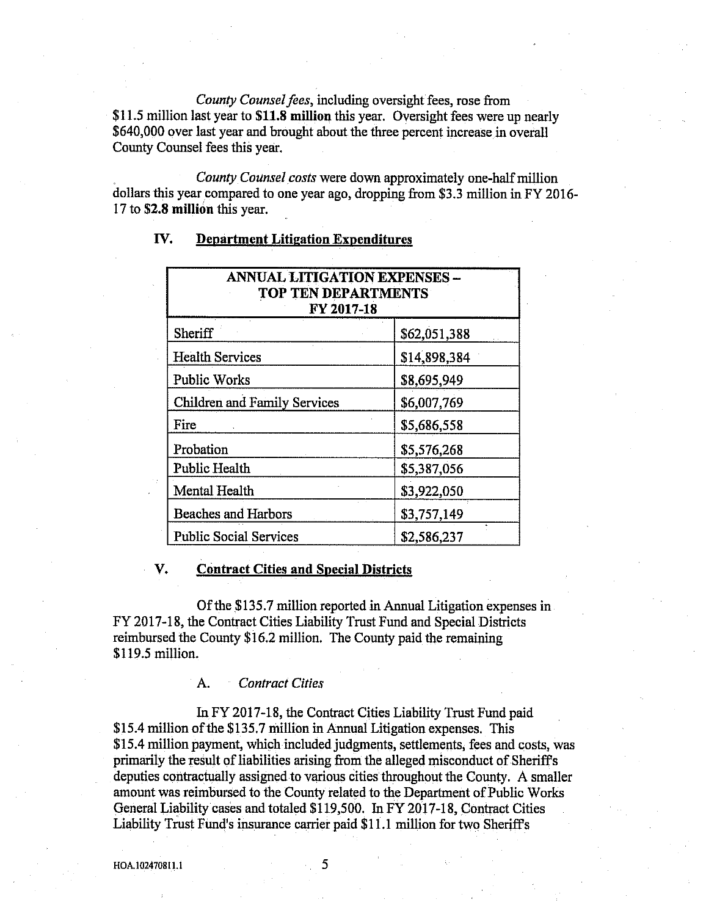*County Counsel fees*, including oversight fees, rose from $11.5 million last year to **$11.8 million** this year. Oversight fees were up nearly $640,000 over last year and brought about the three percent increase in overall County Counsel fees this year.

*County Counsel costs* were down approximately one-half million dollars this year compared to one year ago, dropping from $3.3 million in FY 2016-17 to **$2.8 million** this year.

## IV. Department Litigation Expenditures

| ANNUAL LITIGATION EXPENSES – TOP TEN DEPARTMENTS FY 2017-18 | |
|---|---|
| Sheriff | $62,051,388 |
| Health Services | $14,898,384 |
| Public Works | $8,695,949 |
| Children and Family Services | $6,007,769 |
| Fire | $5,686,558 |
| Probation | $5,576,268 |
| Public Health | $5,387,056 |
| Mental Health | $3,922,050 |
| Beaches and Harbors | $3,757,149 |
| Public Social Services | $2,586,237 |

## V. Contract Cities and Special Districts

Of the $135.7 million reported in Annual Litigation expenses in FY 2017-18, the Contract Cities Liability Trust Fund and Special Districts reimbursed the County $16.2 million. The County paid the remaining $119.5 million.

### A. *Contract Cities*

In FY 2017-18, the Contract Cities Liability Trust Fund paid $15.4 million of the $135.7 million in Annual Litigation expenses. This $15.4 million payment, which included judgments, settlements, fees and costs, was primarily the result of liabilities arising from the alleged misconduct of Sheriff's deputies contractually assigned to various cities throughout the County. A smaller amount was reimbursed to the County related to the Department of Public Works General Liability cases and totaled $119,500. In FY 2017-18, Contract Cities Liability Trust Fund's insurance carrier paid $11.1 million for two Sheriff's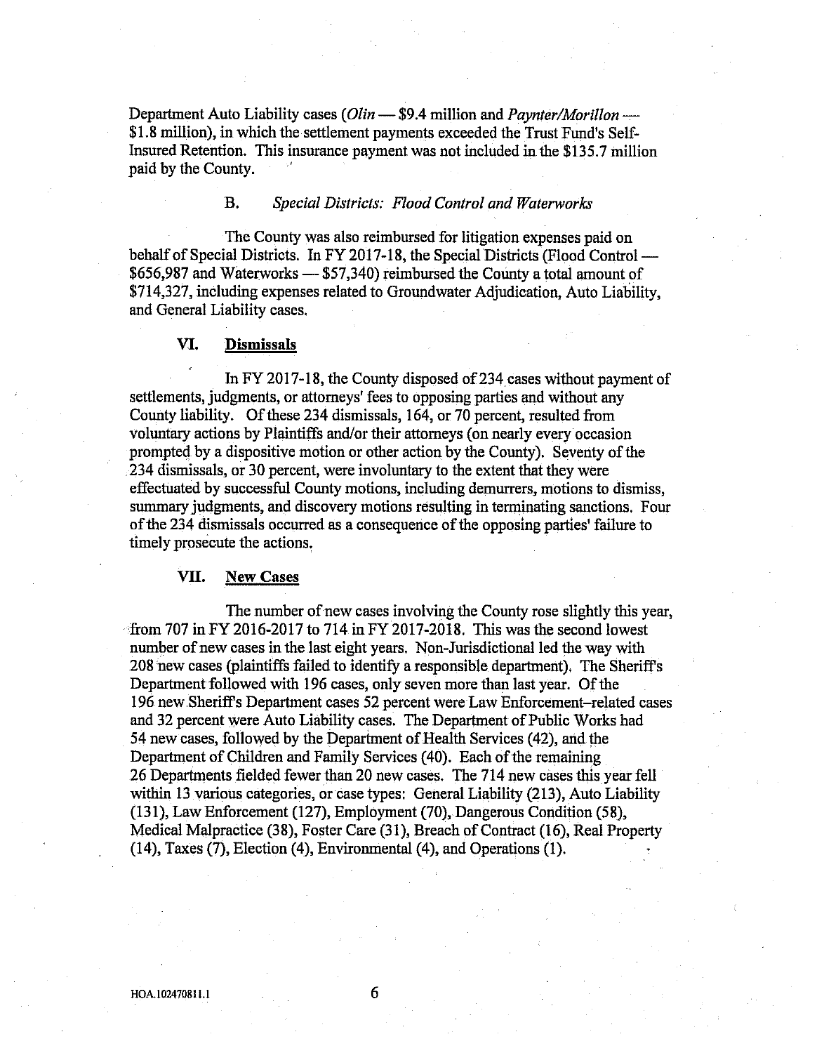Department Auto Liability cases (*Olin* — $9.4 million and *Paynter/Morillon* — $1.8 million), in which the settlement payments exceeded the Trust Fund's Self-Insured Retention. This insurance payment was not included in the $135.7 million paid by the County.

### B. *Special Districts: Flood Control and Waterworks*

The County was also reimbursed for litigation expenses paid on behalf of Special Districts. In FY 2017-18, the Special Districts (Flood Control — $656,987 and Waterworks — $57,340) reimbursed the County a total amount of $714,327, including expenses related to Groundwater Adjudication, Auto Liability, and General Liability cases.

## VI. Dismissals

In FY 2017-18, the County disposed of 234 cases without payment of settlements, judgments, or attorneys' fees to opposing parties and without any County liability. Of these 234 dismissals, 164, or 70 percent, resulted from voluntary actions by Plaintiffs and/or their attorneys (on nearly every occasion prompted by a dispositive motion or other action by the County). Seventy of the 234 dismissals, or 30 percent, were involuntary to the extent that they were effectuated by successful County motions, including demurrers, motions to dismiss, summary judgments, and discovery motions resulting in terminating sanctions. Four of the 234 dismissals occurred as a consequence of the opposing parties' failure to timely prosecute the actions.

## VII. New Cases

The number of new cases involving the County rose slightly this year, from 707 in FY 2016-2017 to 714 in FY 2017-2018. This was the second lowest number of new cases in the last eight years. Non-Jurisdictional led the way with 208 new cases (plaintiffs failed to identify a responsible department). The Sheriff's Department followed with 196 cases, only seven more than last year. Of the 196 new Sheriff's Department cases 52 percent were Law Enforcement–related cases and 32 percent were Auto Liability cases. The Department of Public Works had 54 new cases, followed by the Department of Health Services (42), and the Department of Children and Family Services (40). Each of the remaining 26 Departments fielded fewer than 20 new cases. The 714 new cases this year fell within 13 various categories, or case types: General Liability (213), Auto Liability (131), Law Enforcement (127), Employment (70), Dangerous Condition (58), Medical Malpractice (38), Foster Care (31), Breach of Contract (16), Real Property (14), Taxes (7), Election (4), Environmental (4), and Operations (1).

HOA.102470811.1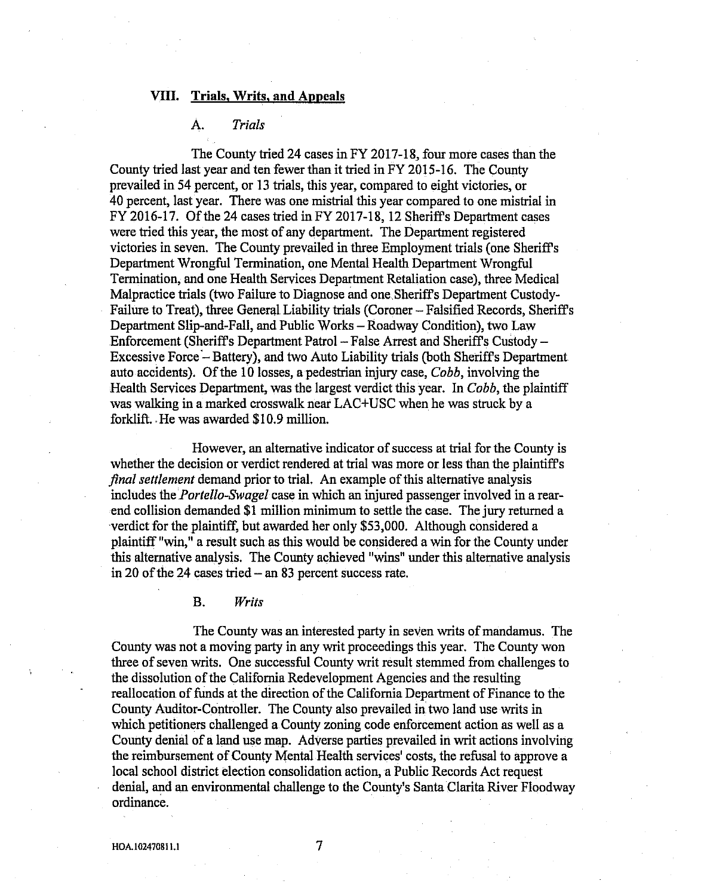## VIII. Trials, Writs, and Appeals

### A. *Trials*

The County tried 24 cases in FY 2017-18, four more cases than the County tried last year and ten fewer than it tried in FY 2015-16. The County prevailed in 54 percent, or 13 trials, this year, compared to eight victories, or 40 percent, last year. There was one mistrial this year compared to one mistrial in FY 2016-17. Of the 24 cases tried in FY 2017-18, 12 Sheriff's Department cases were tried this year, the most of any department. The Department registered victories in seven. The County prevailed in three Employment trials (one Sheriff's Department Wrongful Termination, one Mental Health Department Wrongful Termination, and one Health Services Department Retaliation case), three Medical Malpractice trials (two Failure to Diagnose and one Sheriff's Department Custody-Failure to Treat), three General Liability trials (Coroner – Falsified Records, Sheriff's Department Slip-and-Fall, and Public Works – Roadway Condition), two Law Enforcement (Sheriff's Department Patrol – False Arrest and Sheriff's Custody – Excessive Force – Battery), and two Auto Liability trials (both Sheriff's Department auto accidents). Of the 10 losses, a pedestrian injury case, *Cobb*, involving the Health Services Department, was the largest verdict this year. In *Cobb*, the plaintiff was walking in a marked crosswalk near LAC+USC when he was struck by a forklift. He was awarded $10.9 million.

However, an alternative indicator of success at trial for the County is whether the decision or verdict rendered at trial was more or less than the plaintiff's *final settlement* demand prior to trial. An example of this alternative analysis includes the *Portello-Swagel* case in which an injured passenger involved in a rear-end collision demanded $1 million minimum to settle the case. The jury returned a verdict for the plaintiff, but awarded her only $53,000. Although considered a plaintiff "win," a result such as this would be considered a win for the County under this alternative analysis. The County achieved "wins" under this alternative analysis in 20 of the 24 cases tried – an 83 percent success rate.

### B. *Writs*

The County was an interested party in seven writs of mandamus. The County was not a moving party in any writ proceedings this year. The County won three of seven writs. One successful County writ result stemmed from challenges to the dissolution of the California Redevelopment Agencies and the resulting reallocation of funds at the direction of the California Department of Finance to the County Auditor-Controller. The County also prevailed in two land use writs in which petitioners challenged a County zoning code enforcement action as well as a County denial of a land use map. Adverse parties prevailed in writ actions involving the reimbursement of County Mental Health services' costs, the refusal to approve a local school district election consolidation action, a Public Records Act request denial, and an environmental challenge to the County's Santa Clarita River Floodway ordinance.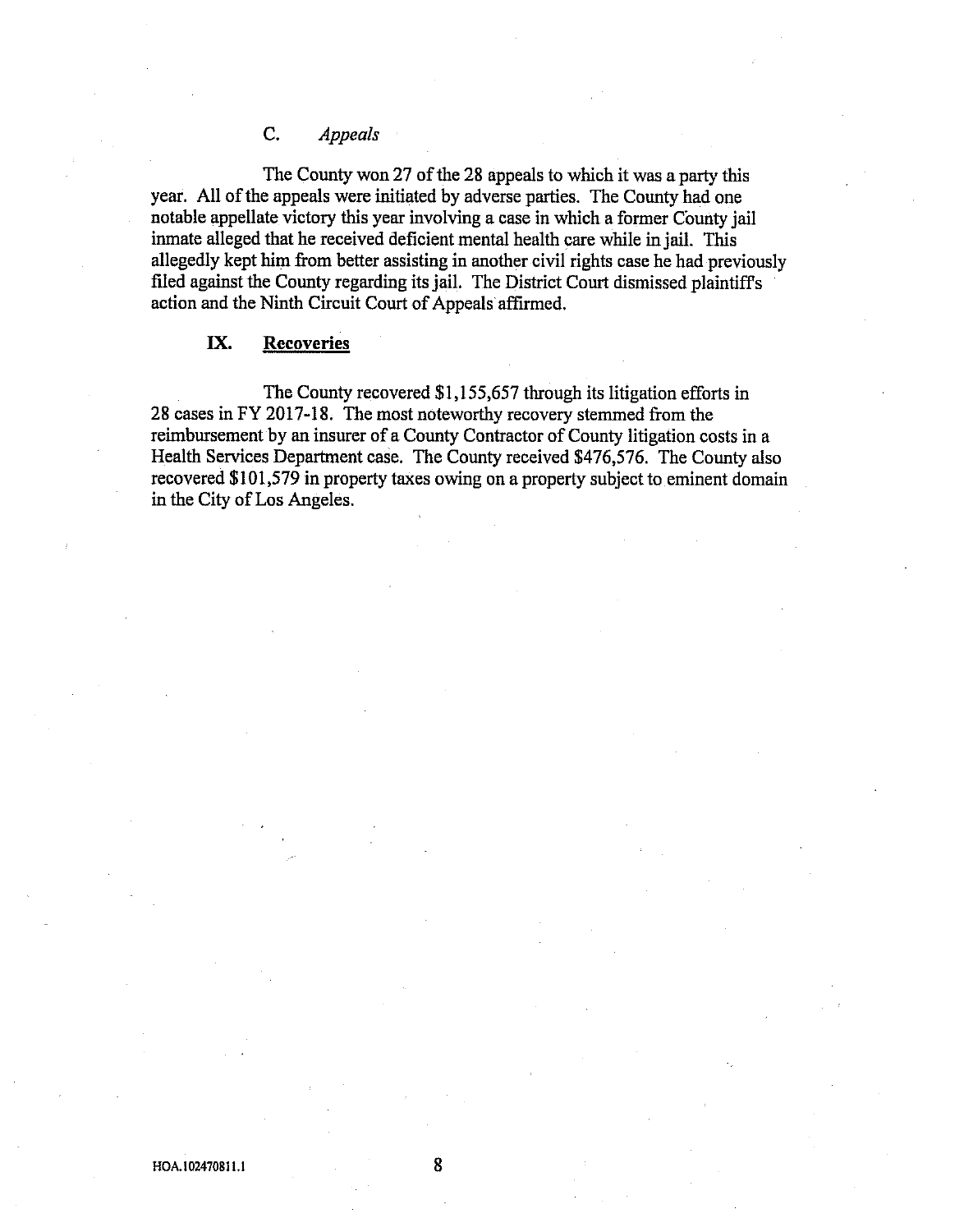### C. *Appeals*

The County won 27 of the 28 appeals to which it was a party this year. All of the appeals were initiated by adverse parties. The County had one notable appellate victory this year involving a case in which a former County jail inmate alleged that he received deficient mental health care while in jail. This allegedly kept him from better assisting in another civil rights case he had previously filed against the County regarding its jail. The District Court dismissed plaintiff's action and the Ninth Circuit Court of Appeals affirmed.

## IX. Recoveries

The County recovered $1,155,657 through its litigation efforts in 28 cases in FY 2017-18. The most noteworthy recovery stemmed from the reimbursement by an insurer of a County Contractor of County litigation costs in a Health Services Department case. The County received $476,576. The County also recovered $101,579 in property taxes owing on a property subject to eminent domain in the City of Los Angeles.

HOA.102470811.1